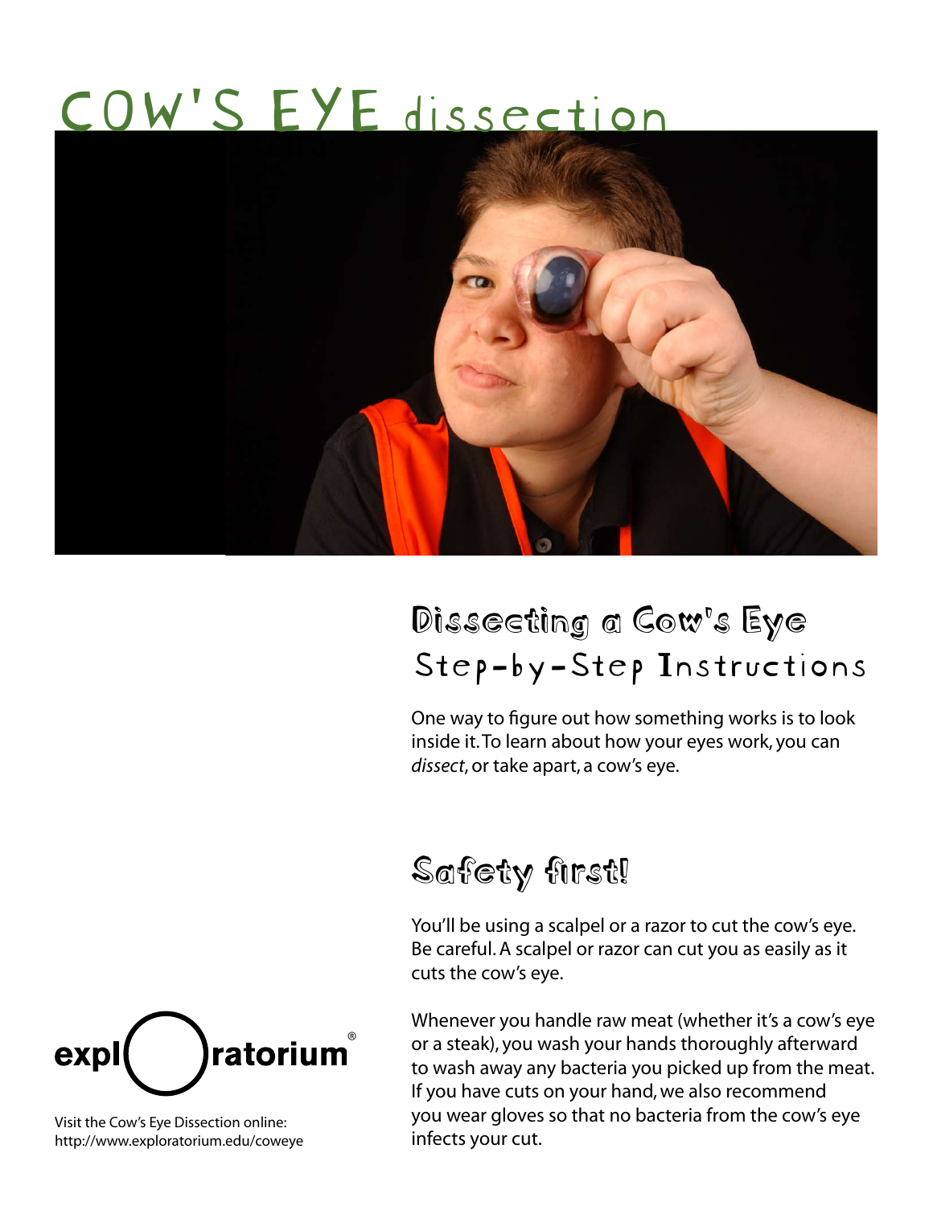# COW'S EYE dissection

## Dissecting a Cow's Eye
### Step-by-Step Instructions

One way to figure out how something works is to look inside it. To learn about how your eyes work, you can *dissect*, or take apart, a cow's eye.

## Safety first!

You'll be using a scalpel or a razor to cut the cow's eye. Be careful. A scalpel or razor can cut you as easily as it cuts the cow's eye.

Whenever you handle raw meat (whether it's a cow's eye or a steak), you wash your hands thoroughly afterward to wash away any bacteria you picked up from the meat. If you have cuts on your hand, we also recommend you wear gloves so that no bacteria from the cow's eye infects your cut.

exploratorium®

Visit the Cow's Eye Dissection online:
http://www.exploratorium.edu/coweye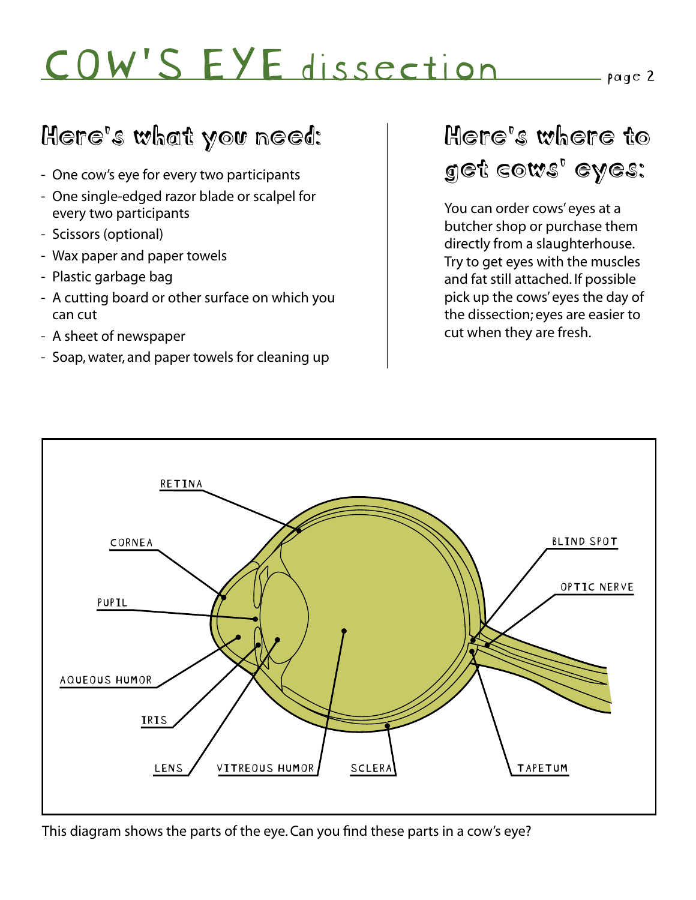# COW'S EYE dissection

## Here's what you need:

- One cow's eye for every two participants
- One single-edged razor blade or scalpel for every two participants
- Scissors (optional)
- Wax paper and paper towels
- Plastic garbage bag
- A cutting board or other surface on which you can cut
- A sheet of newspaper
- Soap, water, and paper towels for cleaning up

## Here's where to get cows' eyes:

You can order cows' eyes at a butcher shop or purchase them directly from a slaughterhouse. Try to get eyes with the muscles and fat still attached. If possible pick up the cows' eyes the day of the dissection; eyes are easier to cut when they are fresh.

RETINA

CORNEA

PUPIL

AQUEOUS HUMOR

IRIS

LENS

VITREOUS HUMOR

SCLERA

TAPETUM

BLIND SPOT

OPTIC NERVE

This diagram shows the parts of the eye. Can you find these parts in a cow's eye?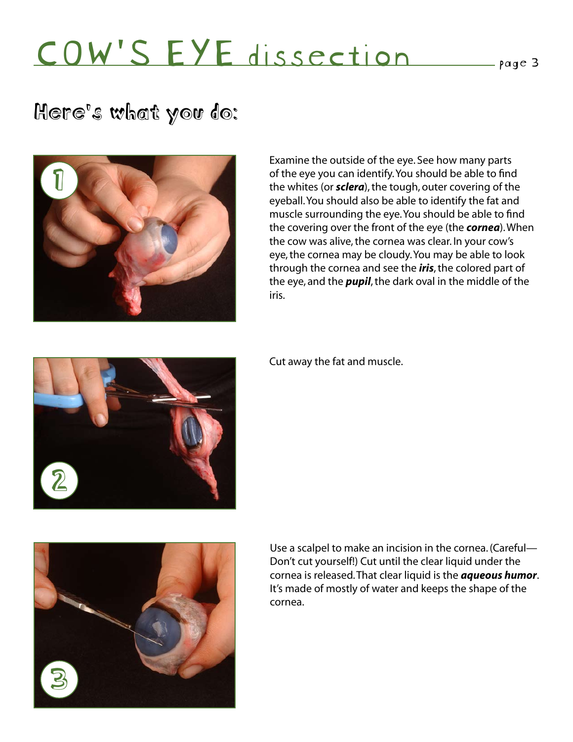# COW'S EYE dissection

## Here's what you do:

1. Examine the outside of the eye. See how many parts of the eye you can identify. You should be able to find the whites (or ***sclera***), the tough, outer covering of the eyeball. You should also be able to identify the fat and muscle surrounding the eye. You should be able to find the covering over the front of the eye (the ***cornea***). When the cow was alive, the cornea was clear. In your cow's eye, the cornea may be cloudy. You may be able to look through the cornea and see the ***iris***, the colored part of the eye, and the ***pupil***, the dark oval in the middle of the iris.

2. Cut away the fat and muscle.

3. Use a scalpel to make an incision in the cornea. (Careful—Don't cut yourself!) Cut until the clear liquid under the cornea is released. That clear liquid is the ***aqueous humor***. It's made of mostly of water and keeps the shape of the cornea.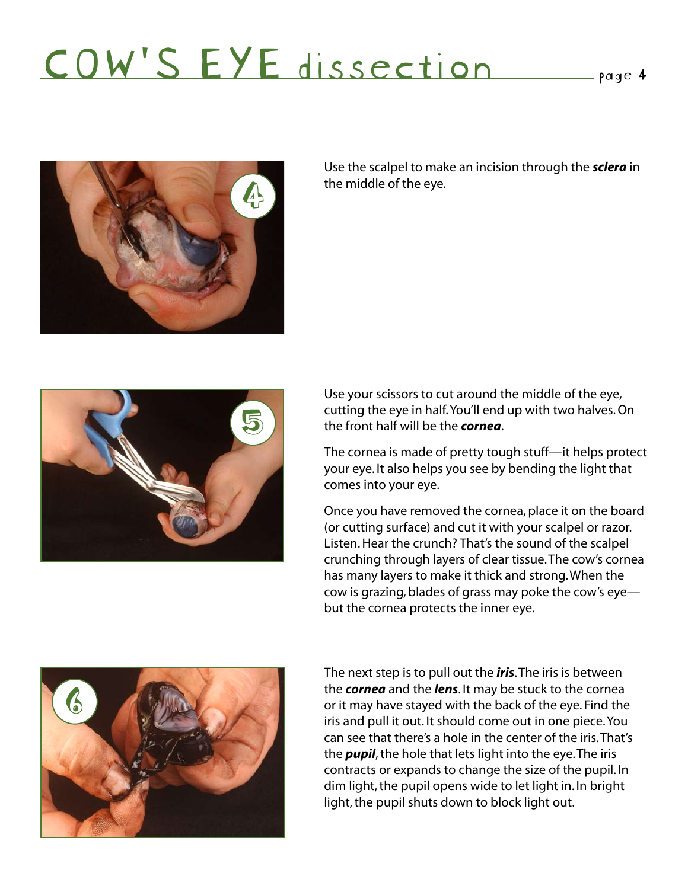Use the scalpel to make an incision through the ***sclera*** in the middle of the eye.

Use your scissors to cut around the middle of the eye, cutting the eye in half. You'll end up with two halves. On the front half will be the ***cornea***.

The cornea is made of pretty tough stuff—it helps protect your eye. It also helps you see by bending the light that comes into your eye.

Once you have removed the cornea, place it on the board (or cutting surface) and cut it with your scalpel or razor. Listen. Hear the crunch? That's the sound of the scalpel crunching through layers of clear tissue. The cow's cornea has many layers to make it thick and strong. When the cow is grazing, blades of grass may poke the cow's eye—but the cornea protects the inner eye.

The next step is to pull out the ***iris***. The iris is between the ***cornea*** and the ***lens***. It may be stuck to the cornea or it may have stayed with the back of the eye. Find the iris and pull it out. It should come out in one piece. You can see that there's a hole in the center of the iris. That's the ***pupil***, the hole that lets light into the eye. The iris contracts or expands to change the size of the pupil. In dim light, the pupil opens wide to let light in. In bright light, the pupil shuts down to block light out.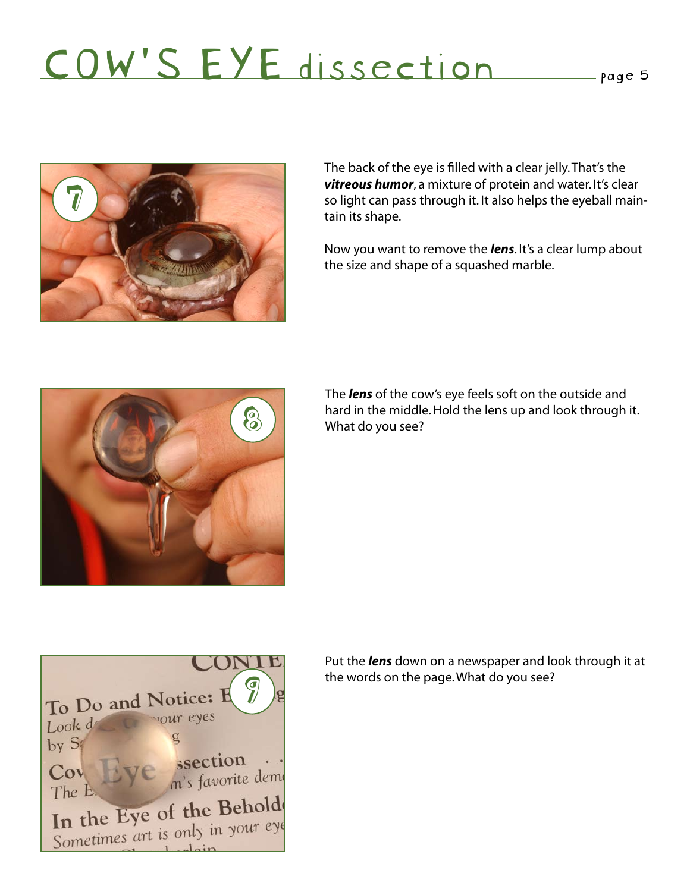The back of the eye is filled with a clear jelly. That's the ***vitreous humor***, a mixture of protein and water. It's clear so light can pass through it. It also helps the eyeball maintain its shape.

Now you want to remove the ***lens***. It's a clear lump about the size and shape of a squashed marble.

The ***lens*** of the cow's eye feels soft on the outside and hard in the middle. Hold the lens up and look through it. What do you see?

Put the ***lens*** down on a newspaper and look through it at the words on the page. What do you see?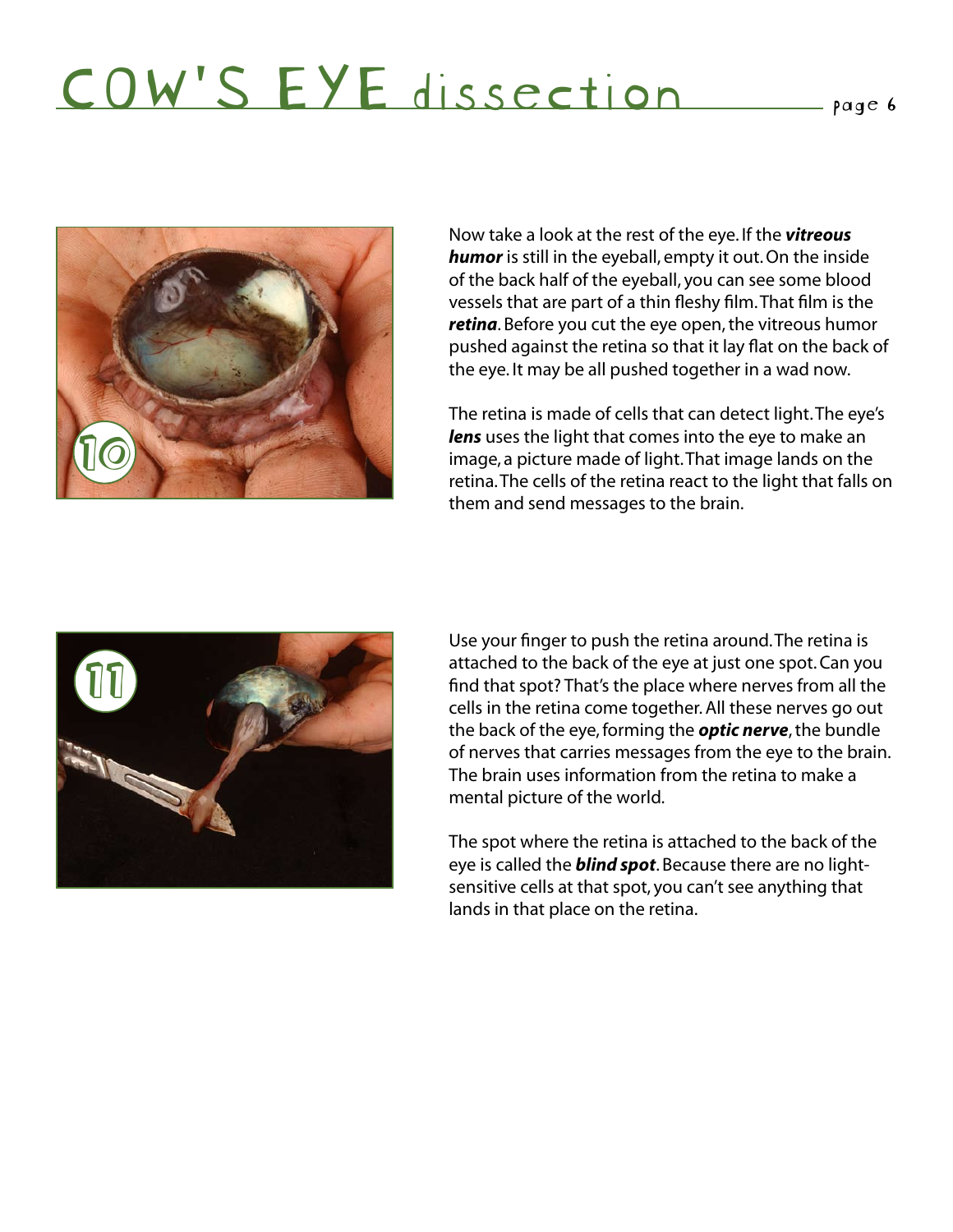Now take a look at the rest of the eye. If the ***vitreous humor*** is still in the eyeball, empty it out. On the inside of the back half of the eyeball, you can see some blood vessels that are part of a thin fleshy film. That film is the ***retina***. Before you cut the eye open, the vitreous humor pushed against the retina so that it lay flat on the back of the eye. It may be all pushed together in a wad now.

The retina is made of cells that can detect light. The eye's ***lens*** uses the light that comes into the eye to make an image, a picture made of light. That image lands on the retina. The cells of the retina react to the light that falls on them and send messages to the brain.

Use your finger to push the retina around. The retina is attached to the back of the eye at just one spot. Can you find that spot? That's the place where nerves from all the cells in the retina come together. All these nerves go out the back of the eye, forming the ***optic nerve***, the bundle of nerves that carries messages from the eye to the brain. The brain uses information from the retina to make a mental picture of the world.

The spot where the retina is attached to the back of the eye is called the ***blind spot***. Because there are no light-sensitive cells at that spot, you can't see anything that lands in that place on the retina.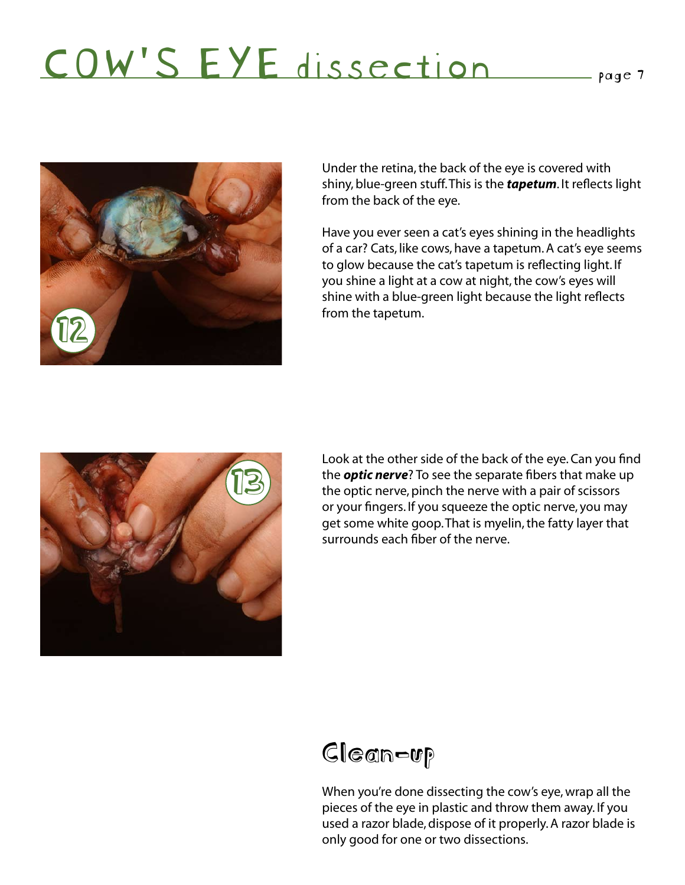Under the retina, the back of the eye is covered with shiny, blue-green stuff. This is the ***tapetum***. It reflects light from the back of the eye.

Have you ever seen a cat's eyes shining in the headlights of a car? Cats, like cows, have a tapetum. A cat's eye seems to glow because the cat's tapetum is reflecting light. If you shine a light at a cow at night, the cow's eyes will shine with a blue-green light because the light reflects from the tapetum.

Look at the other side of the back of the eye. Can you find the ***optic nerve***? To see the separate fibers that make up the optic nerve, pinch the nerve with a pair of scissors or your fingers. If you squeeze the optic nerve, you may get some white goop. That is myelin, the fatty layer that surrounds each fiber of the nerve.

## Clean-up

When you're done dissecting the cow's eye, wrap all the pieces of the eye in plastic and throw them away. If you used a razor blade, dispose of it properly. A razor blade is only good for one or two dissections.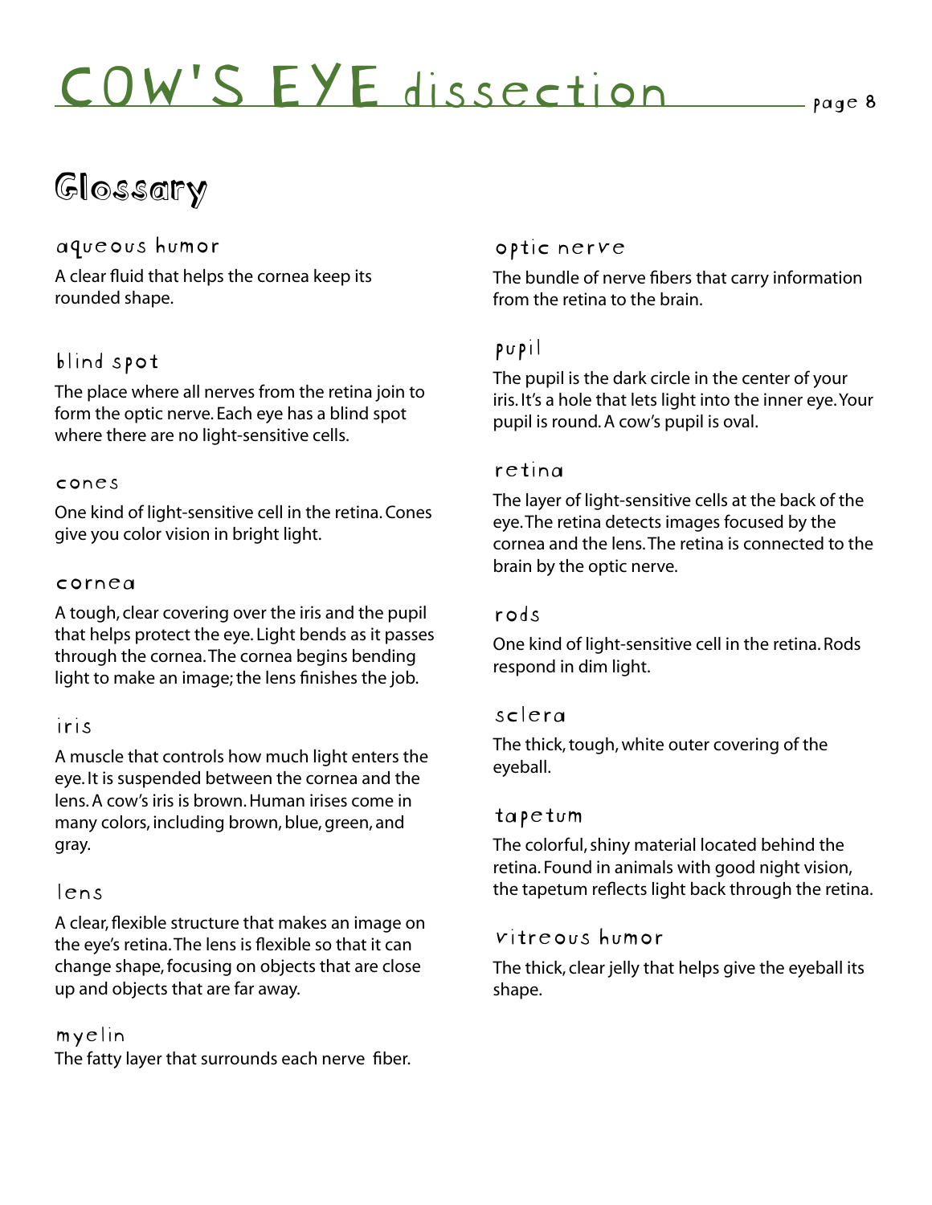# COW'S EYE dissection

## Glossary

### aqueous humor

A clear fluid that helps the cornea keep its rounded shape.

### blind spot

The place where all nerves from the retina join to form the optic nerve. Each eye has a blind spot where there are no light-sensitive cells.

### cones

One kind of light-sensitive cell in the retina. Cones give you color vision in bright light.

### cornea

A tough, clear covering over the iris and the pupil that helps protect the eye. Light bends as it passes through the cornea. The cornea begins bending light to make an image; the lens finishes the job.

### iris

A muscle that controls how much light enters the eye. It is suspended between the cornea and the lens. A cow's iris is brown. Human irises come in many colors, including brown, blue, green, and gray.

### lens

A clear, flexible structure that makes an image on the eye's retina. The lens is flexible so that it can change shape, focusing on objects that are close up and objects that are far away.

### myelin

The fatty layer that surrounds each nerve fiber.

### optic nerve

The bundle of nerve fibers that carry information from the retina to the brain.

### pupil

The pupil is the dark circle in the center of your iris. It's a hole that lets light into the inner eye. Your pupil is round. A cow's pupil is oval.

### retina

The layer of light-sensitive cells at the back of the eye. The retina detects images focused by the cornea and the lens. The retina is connected to the brain by the optic nerve.

### rods

One kind of light-sensitive cell in the retina. Rods respond in dim light.

### sclera

The thick, tough, white outer covering of the eyeball.

### tapetum

The colorful, shiny material located behind the retina. Found in animals with good night vision, the tapetum reflects light back through the retina.

### vitreous humor

The thick, clear jelly that helps give the eyeball its shape.